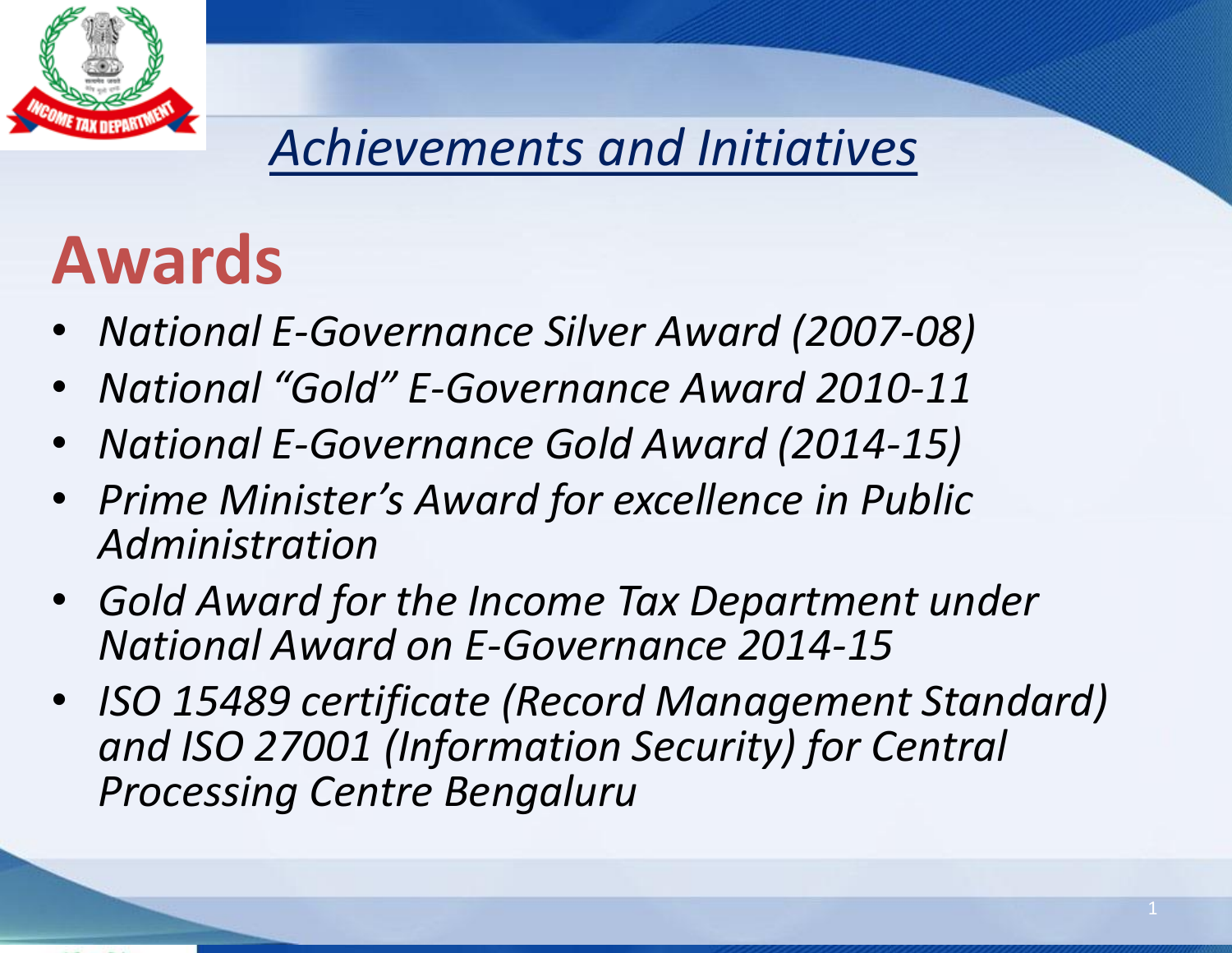## *Achievements and Initiatives*

# Awards

- *National E-Governance Silver Award (2007-08)*
- *National "Gold" E-Governance Award 2010-11*
- *National E-Governance Gold Award (2014-15)*
- *Prime Minister's Award for excellence in Public Administration*
- *Gold Award for the Income Tax Department under National Award on E-Governance 2014-15*
- *ISO 15489 certificate (Record Management Standard) and ISO 27001 (Information Security) for Central Processing Centre Bengaluru*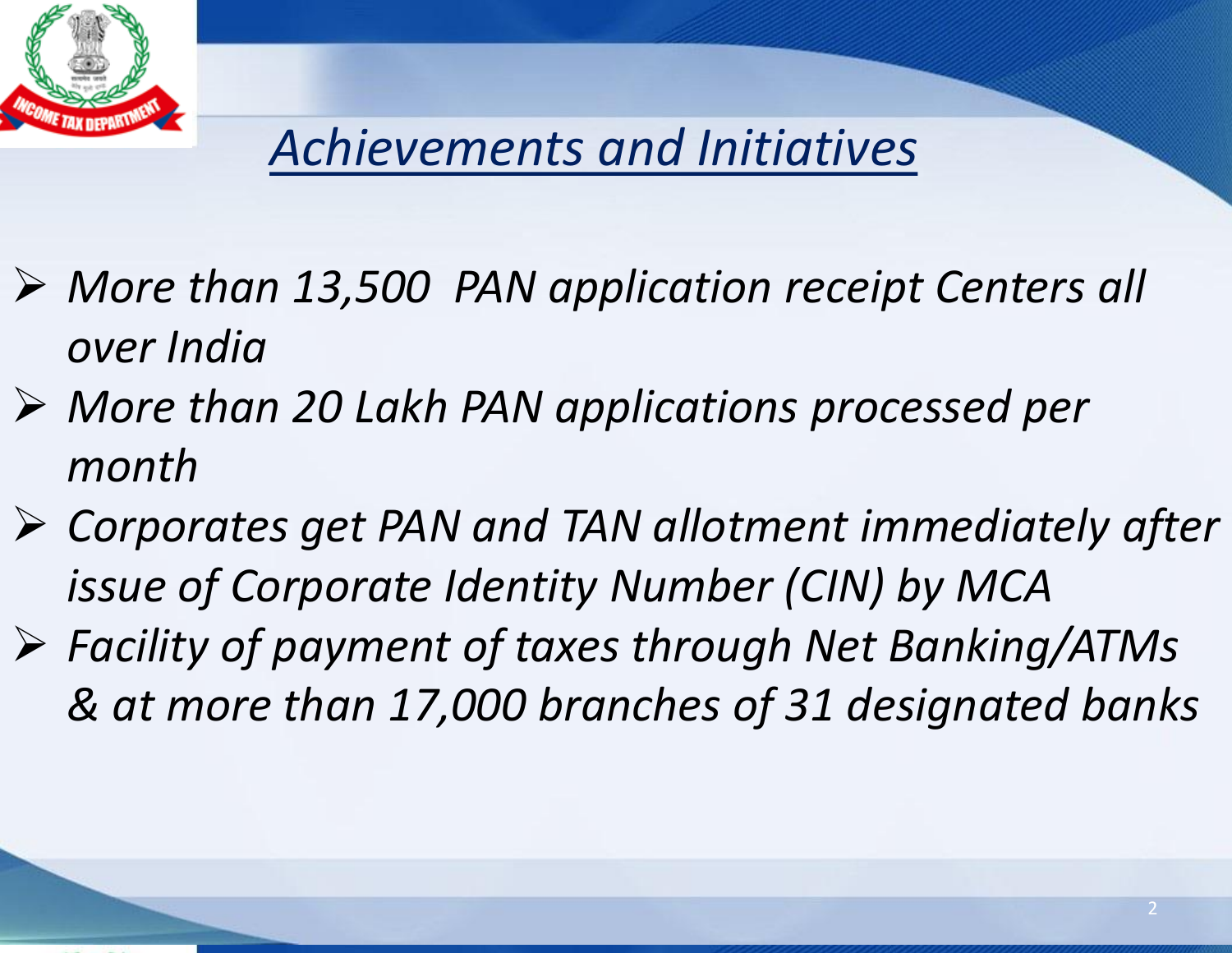# *Achievements and Initiatives*

- *More than 13,500 PAN application receipt Centers all over India*
- *More than 20 Lakh PAN applications processed per month*
- *Corporates get PAN and TAN allotment immediately after issue of Corporate Identity Number (CIN) by MCA*
- *Facility of payment of taxes through Net Banking/ATMs & at more than 17,000 branches of 31 designated banks*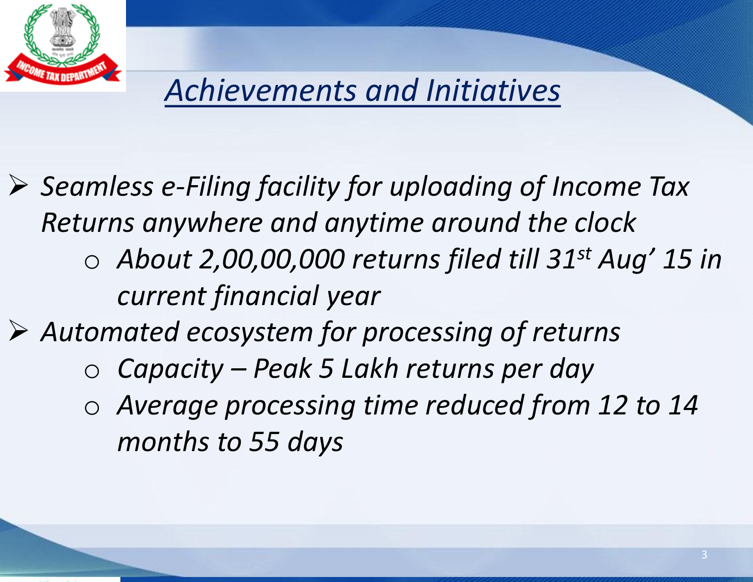# *Achievements and Initiatives*

- *Seamless e-Filing facility for uploading of Income Tax Returns anywhere and anytime around the clock*
  - *About 2,00,00,000 returns filed till 31st Aug' 15 in current financial year*
- *Automated ecosystem for processing of returns*
  - *Capacity – Peak 5 Lakh returns per day*
  - *Average processing time reduced from 12 to 14 months to 55 days*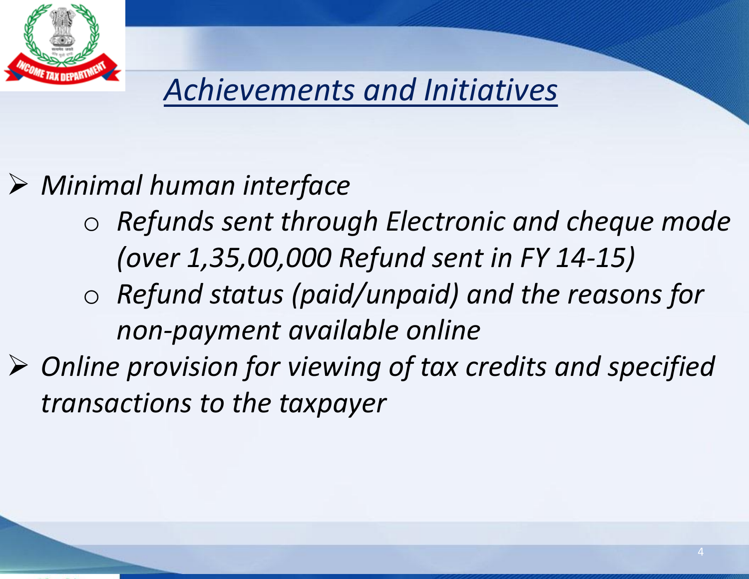# *Achievements and Initiatives*

- *Minimal human interface*
  - *Refunds sent through Electronic and cheque mode (over 1,35,00,000 Refund sent in FY 14-15)*
  - *Refund status (paid/unpaid) and the reasons for non-payment available online*
- *Online provision for viewing of tax credits and specified transactions to the taxpayer*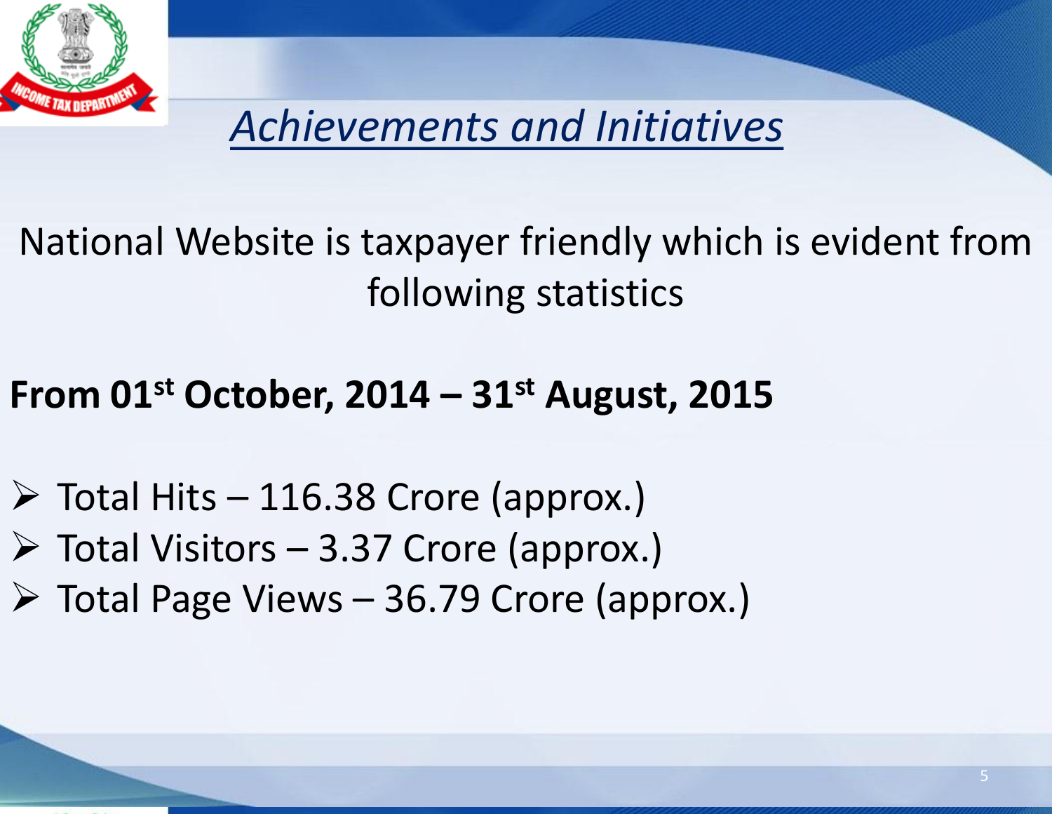# *Achievements and Initiatives*

National Website is taxpayer friendly which is evident from following statistics

**From 01st October, 2014 – 31st August, 2015**

- Total Hits – 116.38 Crore (approx.)
- Total Visitors – 3.37 Crore (approx.)
- Total Page Views – 36.79 Crore (approx.)